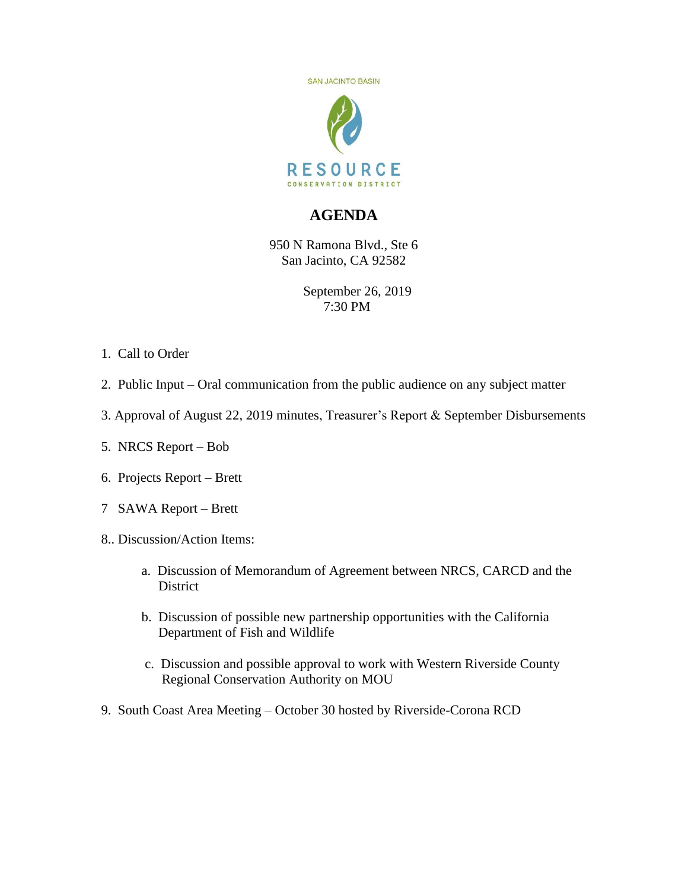SAN JACINTO BASIN

RESOURCE
CONSERVATION DISTRICT

# AGENDA

950 N Ramona Blvd., Ste 6
San Jacinto, CA 92582

September 26, 2019
7:30 PM

1. Call to Order

2. Public Input – Oral communication from the public audience on any subject matter

3. Approval of August 22, 2019 minutes, Treasurer's Report & September Disbursements

5. NRCS Report – Bob

6. Projects Report – Brett

7 SAWA Report – Brett

8.. Discussion/Action Items:

   a. Discussion of Memorandum of Agreement between NRCS, CARCD and the District

   b. Discussion of possible new partnership opportunities with the California Department of Fish and Wildlife

   c. Discussion and possible approval to work with Western Riverside County Regional Conservation Authority on MOU

9. South Coast Area Meeting – October 30 hosted by Riverside-Corona RCD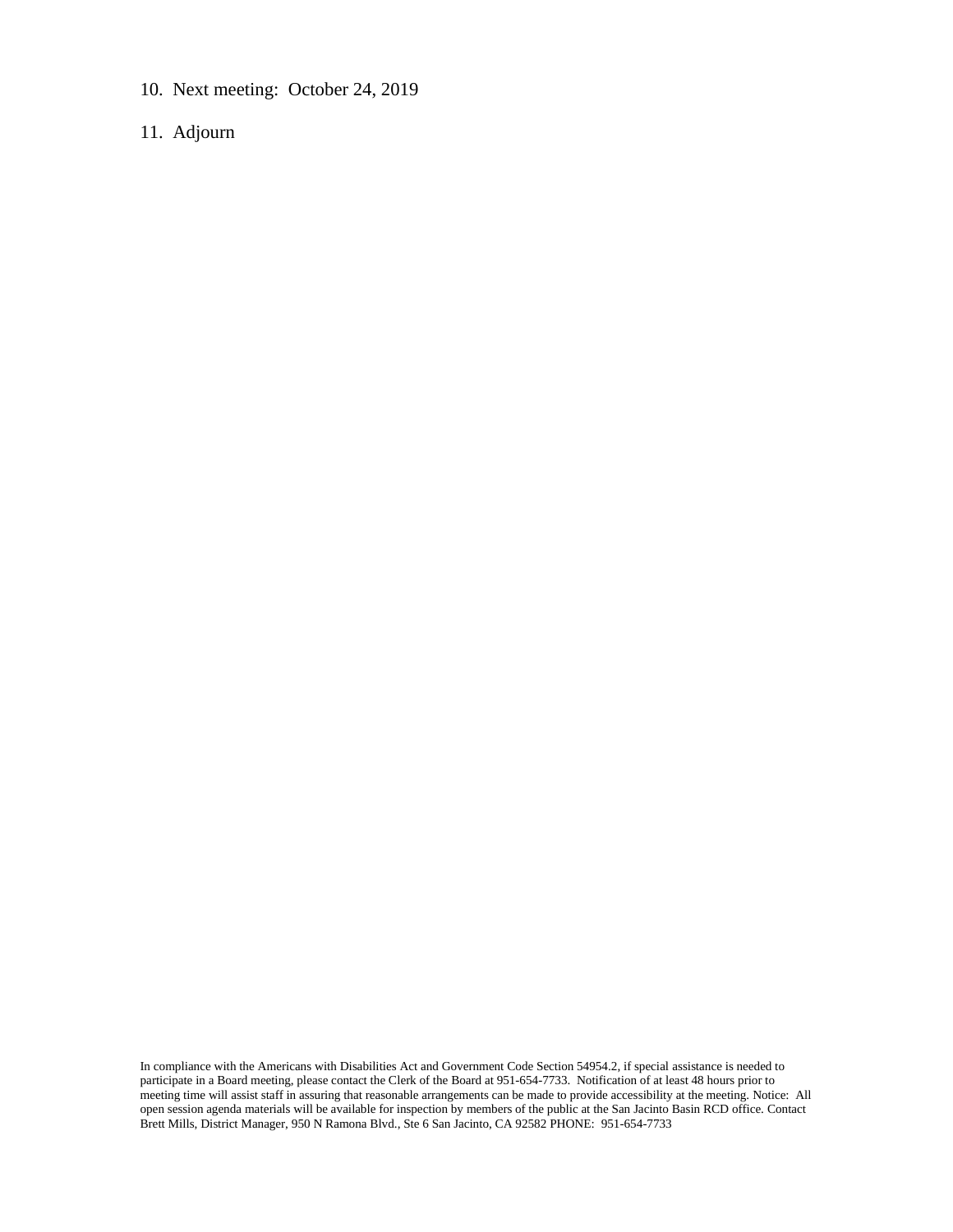10. Next meeting: October 24, 2019

11. Adjourn

In compliance with the Americans with Disabilities Act and Government Code Section 54954.2, if special assistance is needed to participate in a Board meeting, please contact the Clerk of the Board at 951-654-7733. Notification of at least 48 hours prior to meeting time will assist staff in assuring that reasonable arrangements can be made to provide accessibility at the meeting. Notice: All open session agenda materials will be available for inspection by members of the public at the San Jacinto Basin RCD office. Contact Brett Mills, District Manager, 950 N Ramona Blvd., Ste 6 San Jacinto, CA 92582 PHONE: 951-654-7733